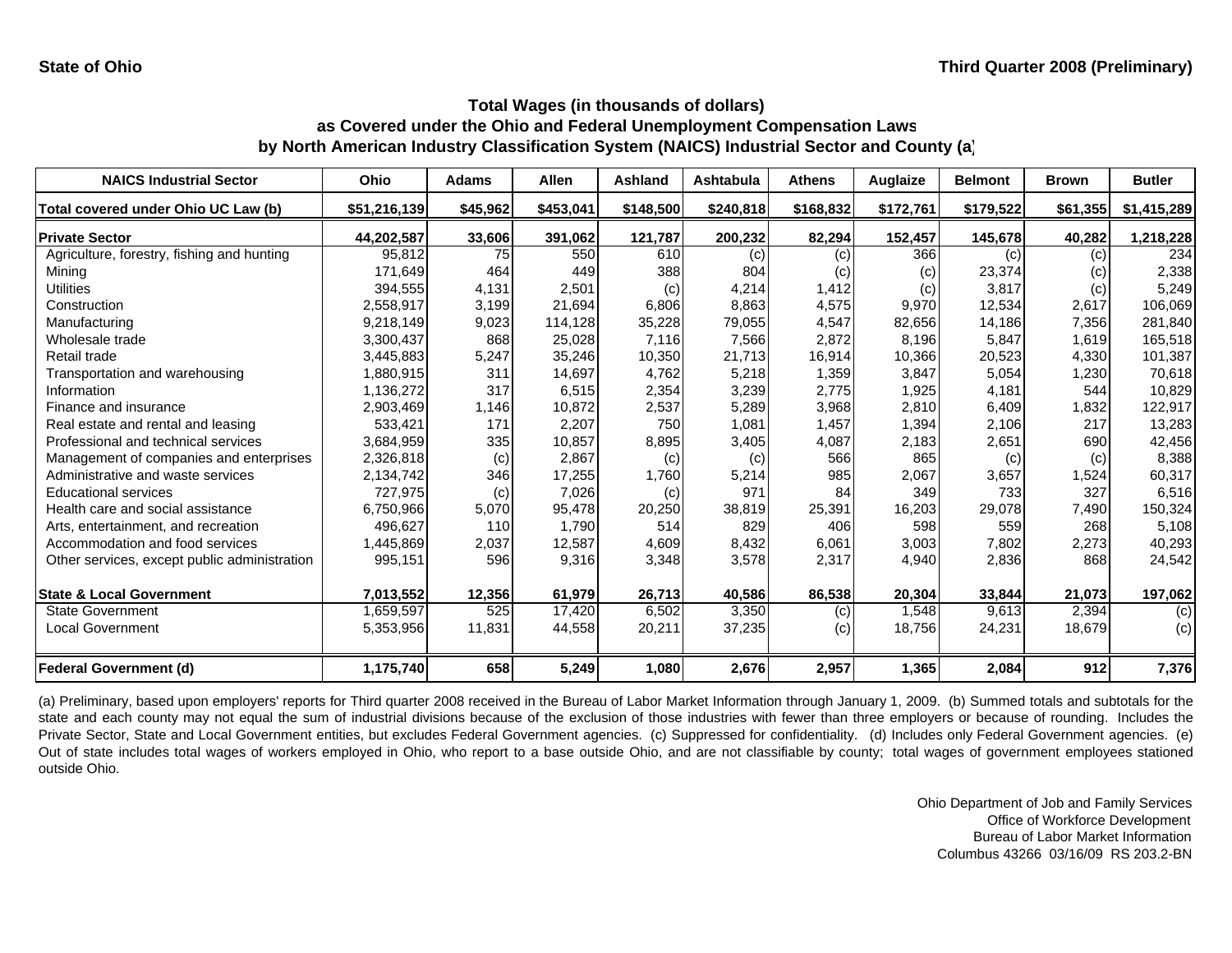**State of Ohio** **Third Quarter 2008 (Preliminary)**

## Total Wages (in thousands of dollars) as Covered under the Ohio and Federal Unemployment Compensation Laws by North American Industry Classification System (NAICS) Industrial Sector and County (a)

| NAICS Industrial Sector | Ohio | Adams | Allen | Ashland | Ashtabula | Athens | Auglaize | Belmont | Brown | Butler |
|---|---|---|---|---|---|---|---|---|---|---|
| **Total covered under Ohio UC Law (b)** | **$51,216,139** | **$45,962** | **$453,041** | **$148,500** | **$240,818** | **$168,832** | **$172,761** | **$179,522** | **$61,355** | **$1,415,289** |
| **Private Sector** | **44,202,587** | **33,606** | **391,062** | **121,787** | **200,232** | **82,294** | **152,457** | **145,678** | **40,282** | **1,218,228** |
| Agriculture, forestry, fishing and hunting | 95,812 | 75 | 550 | 610 | (c) | (c) | 366 | (c) | (c) | 234 |
| Mining | 171,649 | 464 | 449 | 388 | 804 | (c) | (c) | 23,374 | (c) | 2,338 |
| Utilities | 394,555 | 4,131 | 2,501 | (c) | 4,214 | 1,412 | (c) | 3,817 | (c) | 5,249 |
| Construction | 2,558,917 | 3,199 | 21,694 | 6,806 | 8,863 | 4,575 | 9,970 | 12,534 | 2,617 | 106,069 |
| Manufacturing | 9,218,149 | 9,023 | 114,128 | 35,228 | 79,055 | 4,547 | 82,656 | 14,186 | 7,356 | 281,840 |
| Wholesale trade | 3,300,437 | 868 | 25,028 | 7,116 | 7,566 | 2,872 | 8,196 | 5,847 | 1,619 | 165,518 |
| Retail trade | 3,445,883 | 5,247 | 35,246 | 10,350 | 21,713 | 16,914 | 10,366 | 20,523 | 4,330 | 101,387 |
| Transportation and warehousing | 1,880,915 | 311 | 14,697 | 4,762 | 5,218 | 1,359 | 3,847 | 5,054 | 1,230 | 70,618 |
| Information | 1,136,272 | 317 | 6,515 | 2,354 | 3,239 | 2,775 | 1,925 | 4,181 | 544 | 10,829 |
| Finance and insurance | 2,903,469 | 1,146 | 10,872 | 2,537 | 5,289 | 3,968 | 2,810 | 6,409 | 1,832 | 122,917 |
| Real estate and rental and leasing | 533,421 | 171 | 2,207 | 750 | 1,081 | 1,457 | 1,394 | 2,106 | 217 | 13,283 |
| Professional and technical services | 3,684,959 | 335 | 10,857 | 8,895 | 3,405 | 4,087 | 2,183 | 2,651 | 690 | 42,456 |
| Management of companies and enterprises | 2,326,818 | (c) | 2,867 | (c) | (c) | 566 | 865 | (c) | (c) | 8,388 |
| Administrative and waste services | 2,134,742 | 346 | 17,255 | 1,760 | 5,214 | 985 | 2,067 | 3,657 | 1,524 | 60,317 |
| Educational services | 727,975 | (c) | 7,026 | (c) | 971 | 84 | 349 | 733 | 327 | 6,516 |
| Health care and social assistance | 6,750,966 | 5,070 | 95,478 | 20,250 | 38,819 | 25,391 | 16,203 | 29,078 | 7,490 | 150,324 |
| Arts, entertainment, and recreation | 496,627 | 110 | 1,790 | 514 | 829 | 406 | 598 | 559 | 268 | 5,108 |
| Accommodation and food services | 1,445,869 | 2,037 | 12,587 | 4,609 | 8,432 | 6,061 | 3,003 | 7,802 | 2,273 | 40,293 |
| Other services, except public administration | 995,151 | 596 | 9,316 | 3,348 | 3,578 | 2,317 | 4,940 | 2,836 | 868 | 24,542 |
| **State & Local Government** | **7,013,552** | **12,356** | **61,979** | **26,713** | **40,586** | **86,538** | **20,304** | **33,844** | **21,073** | **197,062** |
| State Government | 1,659,597 | 525 | 17,420 | 6,502 | 3,350 | (c) | 1,548 | 9,613 | 2,394 | (c) |
| Local Government | 5,353,956 | 11,831 | 44,558 | 20,211 | 37,235 | (c) | 18,756 | 24,231 | 18,679 | (c) |
| **Federal Government (d)** | **1,175,740** | **658** | **5,249** | **1,080** | **2,676** | **2,957** | **1,365** | **2,084** | **912** | **7,376** |

(a) Preliminary, based upon employers' reports for Third quarter 2008 received in the Bureau of Labor Market Information through January 1, 2009. (b) Summed totals and subtotals for the state and each county may not equal the sum of industrial divisions because of the exclusion of those industries with fewer than three employers or because of rounding. Includes the Private Sector, State and Local Government entities, but excludes Federal Government agencies. (c) Suppressed for confidentiality. (d) Includes only Federal Government agencies. (e) Out of state includes total wages of workers employed in Ohio, who report to a base outside Ohio, and are not classifiable by county; total wages of government employees stationed outside Ohio.

Ohio Department of Job and Family Services
Office of Workforce Development
Bureau of Labor Market Information
Columbus 43266 03/16/09 RS 203.2-BN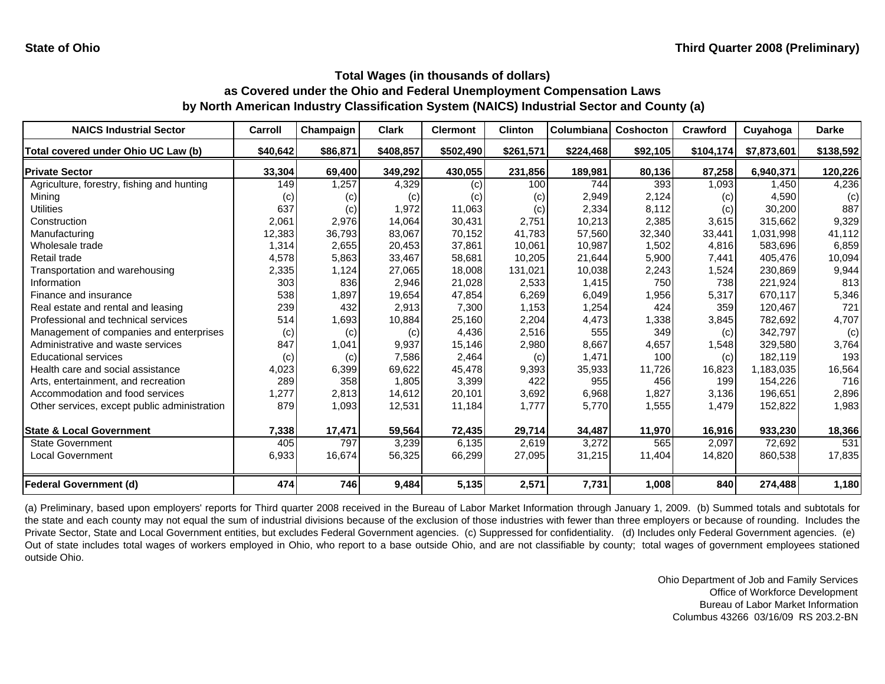State of Ohio

Third Quarter 2008 (Preliminary)

## Total Wages (in thousands of dollars) as Covered under the Ohio and Federal Unemployment Compensation Laws by North American Industry Classification System (NAICS) Industrial Sector and County (a)

| NAICS Industrial Sector | Carroll | Champaign | Clark | Clermont | Clinton | Columbiana | Coshocton | Crawford | Cuyahoga | Darke |
|---|---|---|---|---|---|---|---|---|---|---|
| Total covered under Ohio UC Law (b) | $40,642 | $86,871 | $408,857 | $502,490 | $261,571 | $224,468 | $92,105 | $104,174 | $7,873,601 | $138,592 |
| **Private Sector** | 33,304 | 69,400 | 349,292 | 430,055 | 231,856 | 189,981 | 80,136 | 87,258 | 6,940,371 | 120,226 |
| Agriculture, forestry, fishing and hunting | 149 | 1,257 | 4,329 | (c) | 100 | 744 | 393 | 1,093 | 1,450 | 4,236 |
| Mining | (c) | (c) | (c) | (c) | (c) | 2,949 | 2,124 | (c) | 4,590 | (c) |
| Utilities | 637 | (c) | 1,972 | 11,063 | (c) | 2,334 | 8,112 | (c) | 30,200 | 887 |
| Construction | 2,061 | 2,976 | 14,064 | 30,431 | 2,751 | 10,213 | 2,385 | 3,615 | 315,662 | 9,329 |
| Manufacturing | 12,383 | 36,793 | 83,067 | 70,152 | 41,783 | 57,560 | 32,340 | 33,441 | 1,031,998 | 41,112 |
| Wholesale trade | 1,314 | 2,655 | 20,453 | 37,861 | 10,061 | 10,987 | 1,502 | 4,816 | 583,696 | 6,859 |
| Retail trade | 4,578 | 5,863 | 33,467 | 58,681 | 10,205 | 21,644 | 5,900 | 7,441 | 405,476 | 10,094 |
| Transportation and warehousing | 2,335 | 1,124 | 27,065 | 18,008 | 131,021 | 10,038 | 2,243 | 1,524 | 230,869 | 9,944 |
| Information | 303 | 836 | 2,946 | 21,028 | 2,533 | 1,415 | 750 | 738 | 221,924 | 813 |
| Finance and insurance | 538 | 1,897 | 19,654 | 47,854 | 6,269 | 6,049 | 1,956 | 5,317 | 670,117 | 5,346 |
| Real estate and rental and leasing | 239 | 432 | 2,913 | 7,300 | 1,153 | 1,254 | 424 | 359 | 120,467 | 721 |
| Professional and technical services | 514 | 1,693 | 10,884 | 25,160 | 2,204 | 4,473 | 1,338 | 3,845 | 782,692 | 4,707 |
| Management of companies and enterprises | (c) | (c) | (c) | 4,436 | 2,516 | 555 | 349 | (c) | 342,797 | (c) |
| Administrative and waste services | 847 | 1,041 | 9,937 | 15,146 | 2,980 | 8,667 | 4,657 | 1,548 | 329,580 | 3,764 |
| Educational services | (c) | (c) | 7,586 | 2,464 | (c) | 1,471 | 100 | (c) | 182,119 | 193 |
| Health care and social assistance | 4,023 | 6,399 | 69,622 | 45,478 | 9,393 | 35,933 | 11,726 | 16,823 | 1,183,035 | 16,564 |
| Arts, entertainment, and recreation | 289 | 358 | 1,805 | 3,399 | 422 | 955 | 456 | 199 | 154,226 | 716 |
| Accommodation and food services | 1,277 | 2,813 | 14,612 | 20,101 | 3,692 | 6,968 | 1,827 | 3,136 | 196,651 | 2,896 |
| Other services, except public administration | 879 | 1,093 | 12,531 | 11,184 | 1,777 | 5,770 | 1,555 | 1,479 | 152,822 | 1,983 |
| **State & Local Government** | 7,338 | 17,471 | 59,564 | 72,435 | 29,714 | 34,487 | 11,970 | 16,916 | 933,230 | 18,366 |
| State Government | 405 | 797 | 3,239 | 6,135 | 2,619 | 3,272 | 565 | 2,097 | 72,692 | 531 |
| Local Government | 6,933 | 16,674 | 56,325 | 66,299 | 27,095 | 31,215 | 11,404 | 14,820 | 860,538 | 17,835 |
| **Federal Government (d)** | 474 | 746 | 9,484 | 5,135 | 2,571 | 7,731 | 1,008 | 840 | 274,488 | 1,180 |

(a) Preliminary, based upon employers' reports for Third quarter 2008 received in the Bureau of Labor Market Information through January 1, 2009. (b) Summed totals and subtotals for the state and each county may not equal the sum of industrial divisions because of the exclusion of those industries with fewer than three employers or because of rounding. Includes the Private Sector, State and Local Government entities, but excludes Federal Government agencies. (c) Suppressed for confidentiality. (d) Includes only Federal Government agencies. (e) Out of state includes total wages of workers employed in Ohio, who report to a base outside Ohio, and are not classifiable by county; total wages of government employees stationed outside Ohio.

Ohio Department of Job and Family Services
Office of Workforce Development
Bureau of Labor Market Information
Columbus 43266 03/16/09 RS 203.2-BN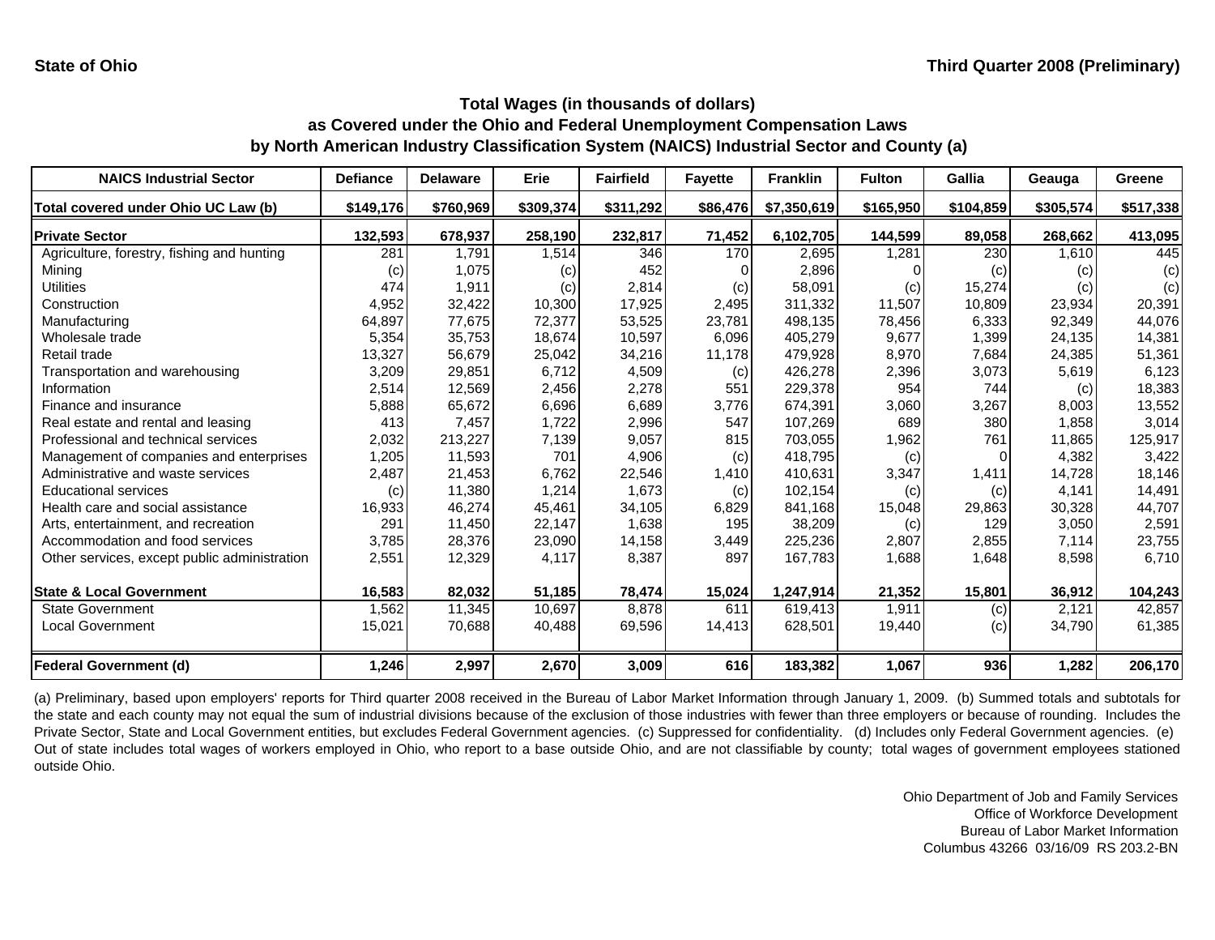**State of Ohio** **Third Quarter 2008 (Preliminary)**

## Total Wages (in thousands of dollars) as Covered under the Ohio and Federal Unemployment Compensation Laws by North American Industry Classification System (NAICS) Industrial Sector and County (a)

| NAICS Industrial Sector | Defiance | Delaware | Erie | Fairfield | Fayette | Franklin | Fulton | Gallia | Geauga | Greene |
|---|---|---|---|---|---|---|---|---|---|---|
| Total covered under Ohio UC Law (b) | $149,176 | $760,969 | $309,374 | $311,292 | $86,476 | $7,350,619 | $165,950 | $104,859 | $305,574 | $517,338 |
| **Private Sector** | 132,593 | 678,937 | 258,190 | 232,817 | 71,452 | 6,102,705 | 144,599 | 89,058 | 268,662 | 413,095 |
| Agriculture, forestry, fishing and hunting | 281 | 1,791 | 1,514 | 346 | 170 | 2,695 | 1,281 | 230 | 1,610 | 445 |
| Mining | (c) | 1,075 | (c) | 452 | 0 | 2,896 | 0 | (c) | (c) | (c) |
| Utilities | 474 | 1,911 | (c) | 2,814 | (c) | 58,091 | (c) | 15,274 | (c) | (c) |
| Construction | 4,952 | 32,422 | 10,300 | 17,925 | 2,495 | 311,332 | 11,507 | 10,809 | 23,934 | 20,391 |
| Manufacturing | 64,897 | 77,675 | 72,377 | 53,525 | 23,781 | 498,135 | 78,456 | 6,333 | 92,349 | 44,076 |
| Wholesale trade | 5,354 | 35,753 | 18,674 | 10,597 | 6,096 | 405,279 | 9,677 | 1,399 | 24,135 | 14,381 |
| Retail trade | 13,327 | 56,679 | 25,042 | 34,216 | 11,178 | 479,928 | 8,970 | 7,684 | 24,385 | 51,361 |
| Transportation and warehousing | 3,209 | 29,851 | 6,712 | 4,509 | (c) | 426,278 | 2,396 | 3,073 | 5,619 | 6,123 |
| Information | 2,514 | 12,569 | 2,456 | 2,278 | 551 | 229,378 | 954 | 744 | (c) | 18,383 |
| Finance and insurance | 5,888 | 65,672 | 6,696 | 6,689 | 3,776 | 674,391 | 3,060 | 3,267 | 8,003 | 13,552 |
| Real estate and rental and leasing | 413 | 7,457 | 1,722 | 2,996 | 547 | 107,269 | 689 | 380 | 1,858 | 3,014 |
| Professional and technical services | 2,032 | 213,227 | 7,139 | 9,057 | 815 | 703,055 | 1,962 | 761 | 11,865 | 125,917 |
| Management of companies and enterprises | 1,205 | 11,593 | 701 | 4,906 | (c) | 418,795 | (c) | 0 | 4,382 | 3,422 |
| Administrative and waste services | 2,487 | 21,453 | 6,762 | 22,546 | 1,410 | 410,631 | 3,347 | 1,411 | 14,728 | 18,146 |
| Educational services | (c) | 11,380 | 1,214 | 1,673 | (c) | 102,154 | (c) | (c) | 4,141 | 14,491 |
| Health care and social assistance | 16,933 | 46,274 | 45,461 | 34,105 | 6,829 | 841,168 | 15,048 | 29,863 | 30,328 | 44,707 |
| Arts, entertainment, and recreation | 291 | 11,450 | 22,147 | 1,638 | 195 | 38,209 | (c) | 129 | 3,050 | 2,591 |
| Accommodation and food services | 3,785 | 28,376 | 23,090 | 14,158 | 3,449 | 225,236 | 2,807 | 2,855 | 7,114 | 23,755 |
| Other services, except public administration | 2,551 | 12,329 | 4,117 | 8,387 | 897 | 167,783 | 1,688 | 1,648 | 8,598 | 6,710 |
| **State & Local Government** | 16,583 | 82,032 | 51,185 | 78,474 | 15,024 | 1,247,914 | 21,352 | 15,801 | 36,912 | 104,243 |
| State Government | 1,562 | 11,345 | 10,697 | 8,878 | 611 | 619,413 | 1,911 | (c) | 2,121 | 42,857 |
| Local Government | 15,021 | 70,688 | 40,488 | 69,596 | 14,413 | 628,501 | 19,440 | (c) | 34,790 | 61,385 |
| **Federal Government (d)** | 1,246 | 2,997 | 2,670 | 3,009 | 616 | 183,382 | 1,067 | 936 | 1,282 | 206,170 |

(a) Preliminary, based upon employers' reports for Third quarter 2008 received in the Bureau of Labor Market Information through January 1, 2009. (b) Summed totals and subtotals for the state and each county may not equal the sum of industrial divisions because of the exclusion of those industries with fewer than three employers or because of rounding. Includes the Private Sector, State and Local Government entities, but excludes Federal Government agencies. (c) Suppressed for confidentiality. (d) Includes only Federal Government agencies. (e) Out of state includes total wages of workers employed in Ohio, who report to a base outside Ohio, and are not classifiable by county; total wages of government employees stationed outside Ohio.

Ohio Department of Job and Family Services
Office of Workforce Development
Bureau of Labor Market Information
Columbus 43266 03/16/09 RS 203.2-BN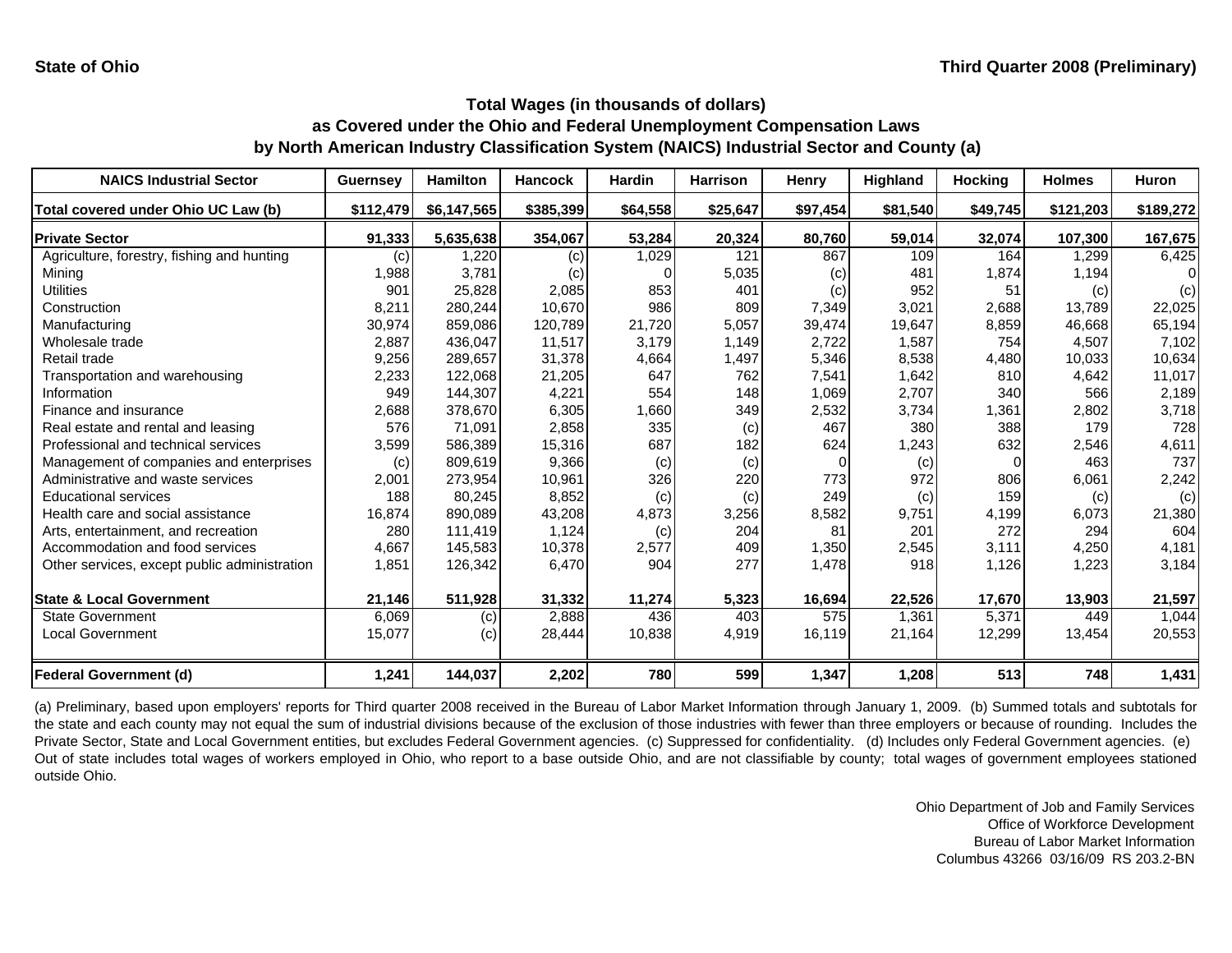**State of Ohio** **Third Quarter 2008 (Preliminary)**

## Total Wages (in thousands of dollars)
## as Covered under the Ohio and Federal Unemployment Compensation Laws
## by North American Industry Classification System (NAICS) Industrial Sector and County (a)

| NAICS Industrial Sector | Guernsey | Hamilton | Hancock | Hardin | Harrison | Henry | Highland | Hocking | Holmes | Huron |
|---|---|---|---|---|---|---|---|---|---|---|
| **Total covered under Ohio UC Law (b)** | **$112,479** | **$6,147,565** | **$385,399** | **$64,558** | **$25,647** | **$97,454** | **$81,540** | **$49,745** | **$121,203** | **$189,272** |
| **Private Sector** | **91,333** | **5,635,638** | **354,067** | **53,284** | **20,324** | **80,760** | **59,014** | **32,074** | **107,300** | **167,675** |
| Agriculture, forestry, fishing and hunting | (c) | 1,220 | (c) | 1,029 | 121 | 867 | 109 | 164 | 1,299 | 6,425 |
| Mining | 1,988 | 3,781 | (c) | 0 | 5,035 | (c) | 481 | 1,874 | 1,194 | 0 |
| Utilities | 901 | 25,828 | 2,085 | 853 | 401 | (c) | 952 | 51 | (c) | (c) |
| Construction | 8,211 | 280,244 | 10,670 | 986 | 809 | 7,349 | 3,021 | 2,688 | 13,789 | 22,025 |
| Manufacturing | 30,974 | 859,086 | 120,789 | 21,720 | 5,057 | 39,474 | 19,647 | 8,859 | 46,668 | 65,194 |
| Wholesale trade | 2,887 | 436,047 | 11,517 | 3,179 | 1,149 | 2,722 | 1,587 | 754 | 4,507 | 7,102 |
| Retail trade | 9,256 | 289,657 | 31,378 | 4,664 | 1,497 | 5,346 | 8,538 | 4,480 | 10,033 | 10,634 |
| Transportation and warehousing | 2,233 | 122,068 | 21,205 | 647 | 762 | 7,541 | 1,642 | 810 | 4,642 | 11,017 |
| Information | 949 | 144,307 | 4,221 | 554 | 148 | 1,069 | 2,707 | 340 | 566 | 2,189 |
| Finance and insurance | 2,688 | 378,670 | 6,305 | 1,660 | 349 | 2,532 | 3,734 | 1,361 | 2,802 | 3,718 |
| Real estate and rental and leasing | 576 | 71,091 | 2,858 | 335 | (c) | 467 | 380 | 388 | 179 | 728 |
| Professional and technical services | 3,599 | 586,389 | 15,316 | 687 | 182 | 624 | 1,243 | 632 | 2,546 | 4,611 |
| Management of companies and enterprises | (c) | 809,619 | 9,366 | (c) | (c) | 0 | (c) | 0 | 463 | 737 |
| Administrative and waste services | 2,001 | 273,954 | 10,961 | 326 | 220 | 773 | 972 | 806 | 6,061 | 2,242 |
| Educational services | 188 | 80,245 | 8,852 | (c) | (c) | 249 | (c) | 159 | (c) | (c) |
| Health care and social assistance | 16,874 | 890,089 | 43,208 | 4,873 | 3,256 | 8,582 | 9,751 | 4,199 | 6,073 | 21,380 |
| Arts, entertainment, and recreation | 280 | 111,419 | 1,124 | (c) | 204 | 81 | 201 | 272 | 294 | 604 |
| Accommodation and food services | 4,667 | 145,583 | 10,378 | 2,577 | 409 | 1,350 | 2,545 | 3,111 | 4,250 | 4,181 |
| Other services, except public administration | 1,851 | 126,342 | 6,470 | 904 | 277 | 1,478 | 918 | 1,126 | 1,223 | 3,184 |
| **State & Local Government** | **21,146** | **511,928** | **31,332** | **11,274** | **5,323** | **16,694** | **22,526** | **17,670** | **13,903** | **21,597** |
| State Government | 6,069 | (c) | 2,888 | 436 | 403 | 575 | 1,361 | 5,371 | 449 | 1,044 |
| Local Government | 15,077 | (c) | 28,444 | 10,838 | 4,919 | 16,119 | 21,164 | 12,299 | 13,454 | 20,553 |
| **Federal Government (d)** | **1,241** | **144,037** | **2,202** | **780** | **599** | **1,347** | **1,208** | **513** | **748** | **1,431** |

(a) Preliminary, based upon employers' reports for Third quarter 2008 received in the Bureau of Labor Market Information through January 1, 2009. (b) Summed totals and subtotals for the state and each county may not equal the sum of industrial divisions because of the exclusion of those industries with fewer than three employers or because of rounding. Includes the Private Sector, State and Local Government entities, but excludes Federal Government agencies. (c) Suppressed for confidentiality. (d) Includes only Federal Government agencies. (e) Out of state includes total wages of workers employed in Ohio, who report to a base outside Ohio, and are not classifiable by county; total wages of government employees stationed outside Ohio.

Ohio Department of Job and Family Services
Office of Workforce Development
Bureau of Labor Market Information
Columbus 43266 03/16/09 RS 203.2-BN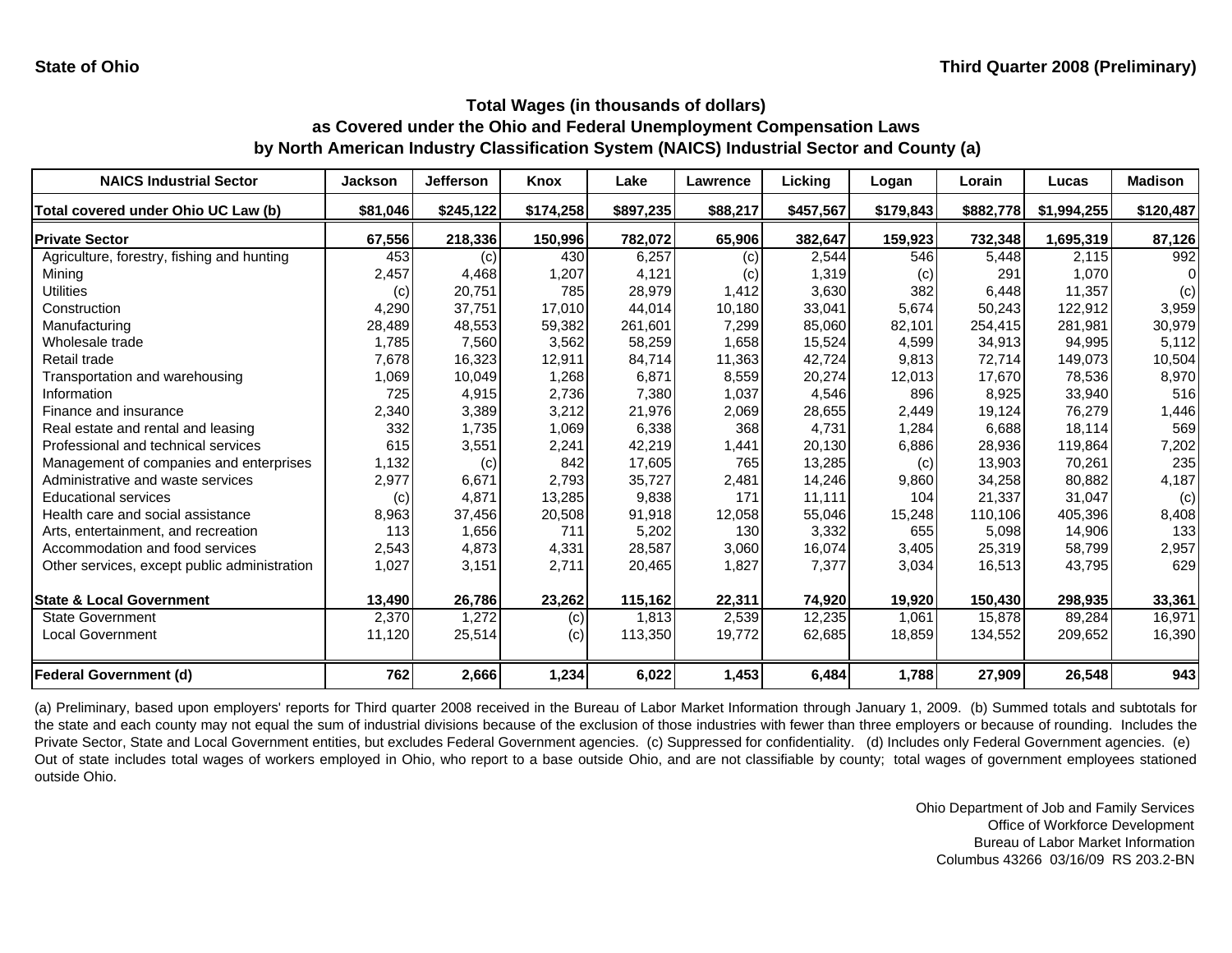State of Ohio | Third Quarter 2008 (Preliminary)

## Total Wages (in thousands of dollars) as Covered under the Ohio and Federal Unemployment Compensation Laws by North American Industry Classification System (NAICS) Industrial Sector and County (a)

| NAICS Industrial Sector | Jackson | Jefferson | Knox | Lake | Lawrence | Licking | Logan | Lorain | Lucas | Madison |
|---|---|---|---|---|---|---|---|---|---|---|
| Total covered under Ohio UC Law (b) | $81,046 | $245,122 | $174,258 | $897,235 | $88,217 | $457,567 | $179,843 | $882,778 | $1,994,255 | $120,487 |
| **Private Sector** | 67,556 | 218,336 | 150,996 | 782,072 | 65,906 | 382,647 | 159,923 | 732,348 | 1,695,319 | 87,126 |
| Agriculture, forestry, fishing and hunting | 453 | (c) | 430 | 6,257 | (c) | 2,544 | 546 | 5,448 | 2,115 | 992 |
| Mining | 2,457 | 4,468 | 1,207 | 4,121 | (c) | 1,319 | (c) | 291 | 1,070 | 0 |
| Utilities | (c) | 20,751 | 785 | 28,979 | 1,412 | 3,630 | 382 | 6,448 | 11,357 | (c) |
| Construction | 4,290 | 37,751 | 17,010 | 44,014 | 10,180 | 33,041 | 5,674 | 50,243 | 122,912 | 3,959 |
| Manufacturing | 28,489 | 48,553 | 59,382 | 261,601 | 7,299 | 85,060 | 82,101 | 254,415 | 281,981 | 30,979 |
| Wholesale trade | 1,785 | 7,560 | 3,562 | 58,259 | 1,658 | 15,524 | 4,599 | 34,913 | 94,995 | 5,112 |
| Retail trade | 7,678 | 16,323 | 12,911 | 84,714 | 11,363 | 42,724 | 9,813 | 72,714 | 149,073 | 10,504 |
| Transportation and warehousing | 1,069 | 10,049 | 1,268 | 6,871 | 8,559 | 20,274 | 12,013 | 17,670 | 78,536 | 8,970 |
| Information | 725 | 4,915 | 2,736 | 7,380 | 1,037 | 4,546 | 896 | 8,925 | 33,940 | 516 |
| Finance and insurance | 2,340 | 3,389 | 3,212 | 21,976 | 2,069 | 28,655 | 2,449 | 19,124 | 76,279 | 1,446 |
| Real estate and rental and leasing | 332 | 1,735 | 1,069 | 6,338 | 368 | 4,731 | 1,284 | 6,688 | 18,114 | 569 |
| Professional and technical services | 615 | 3,551 | 2,241 | 42,219 | 1,441 | 20,130 | 6,886 | 28,936 | 119,864 | 7,202 |
| Management of companies and enterprises | 1,132 | (c) | 842 | 17,605 | 765 | 13,285 | (c) | 13,903 | 70,261 | 235 |
| Administrative and waste services | 2,977 | 6,671 | 2,793 | 35,727 | 2,481 | 14,246 | 9,860 | 34,258 | 80,882 | 4,187 |
| Educational services | (c) | 4,871 | 13,285 | 9,838 | 171 | 11,111 | 104 | 21,337 | 31,047 | (c) |
| Health care and social assistance | 8,963 | 37,456 | 20,508 | 91,918 | 12,058 | 55,046 | 15,248 | 110,106 | 405,396 | 8,408 |
| Arts, entertainment, and recreation | 113 | 1,656 | 711 | 5,202 | 130 | 3,332 | 655 | 5,098 | 14,906 | 133 |
| Accommodation and food services | 2,543 | 4,873 | 4,331 | 28,587 | 3,060 | 16,074 | 3,405 | 25,319 | 58,799 | 2,957 |
| Other services, except public administration | 1,027 | 3,151 | 2,711 | 20,465 | 1,827 | 7,377 | 3,034 | 16,513 | 43,795 | 629 |
| **State & Local Government** | 13,490 | 26,786 | 23,262 | 115,162 | 22,311 | 74,920 | 19,920 | 150,430 | 298,935 | 33,361 |
| State Government | 2,370 | 1,272 | (c) | 1,813 | 2,539 | 12,235 | 1,061 | 15,878 | 89,284 | 16,971 |
| Local Government | 11,120 | 25,514 | (c) | 113,350 | 19,772 | 62,685 | 18,859 | 134,552 | 209,652 | 16,390 |
| **Federal Government (d)** | 762 | 2,666 | 1,234 | 6,022 | 1,453 | 6,484 | 1,788 | 27,909 | 26,548 | 943 |

(a) Preliminary, based upon employers' reports for Third quarter 2008 received in the Bureau of Labor Market Information through January 1, 2009. (b) Summed totals and subtotals for the state and each county may not equal the sum of industrial divisions because of the exclusion of those industries with fewer than three employers or because of rounding. Includes the Private Sector, State and Local Government entities, but excludes Federal Government agencies. (c) Suppressed for confidentiality. (d) Includes only Federal Government agencies. (e) Out of state includes total wages of workers employed in Ohio, who report to a base outside Ohio, and are not classifiable by county; total wages of government employees stationed outside Ohio.

Ohio Department of Job and Family Services
Office of Workforce Development
Bureau of Labor Market Information
Columbus 43266 03/16/09 RS 203.2-BN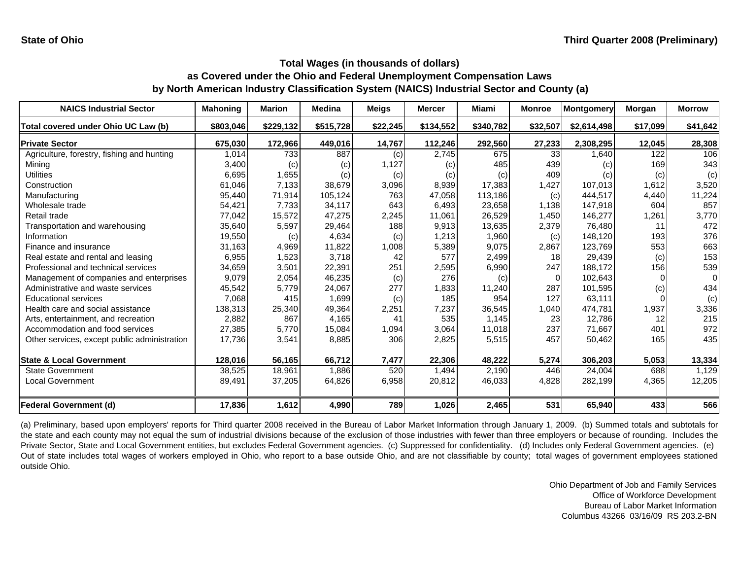State of Ohio

Third Quarter 2008 (Preliminary)

## Total Wages (in thousands of dollars) as Covered under the Ohio and Federal Unemployment Compensation Laws by North American Industry Classification System (NAICS) Industrial Sector and County (a)

| NAICS Industrial Sector | Mahoning | Marion | Medina | Meigs | Mercer | Miami | Monroe | Montgomery | Morgan | Morrow |
|---|---|---|---|---|---|---|---|---|---|---|
| Total covered under Ohio UC Law (b) | $803,046 | $229,132 | $515,728 | $22,245 | $134,552 | $340,782 | $32,507 | $2,614,498 | $17,099 | $41,642 |
| **Private Sector** | **675,030** | **172,966** | **449,016** | **14,767** | **112,246** | **292,560** | **27,233** | **2,308,295** | **12,045** | **28,308** |
| Agriculture, forestry, fishing and hunting | 1,014 | 733 | 887 | (c) | 2,745 | 675 | 33 | 1,640 | 122 | 106 |
| Mining | 3,400 | (c) | (c) | 1,127 | (c) | 485 | 439 | (c) | 169 | 343 |
| Utilities | 6,695 | 1,655 | (c) | (c) | (c) | (c) | 409 | (c) | (c) | (c) |
| Construction | 61,046 | 7,133 | 38,679 | 3,096 | 8,939 | 17,383 | 1,427 | 107,013 | 1,612 | 3,520 |
| Manufacturing | 95,440 | 71,914 | 105,124 | 763 | 47,058 | 113,186 | (c) | 444,517 | 4,440 | 11,224 |
| Wholesale trade | 54,421 | 7,733 | 34,117 | 643 | 6,493 | 23,658 | 1,138 | 147,918 | 604 | 857 |
| Retail trade | 77,042 | 15,572 | 47,275 | 2,245 | 11,061 | 26,529 | 1,450 | 146,277 | 1,261 | 3,770 |
| Transportation and warehousing | 35,640 | 5,597 | 29,464 | 188 | 9,913 | 13,635 | 2,379 | 76,480 | 11 | 472 |
| Information | 19,550 | (c) | 4,634 | (c) | 1,213 | 1,960 | (c) | 148,120 | 193 | 376 |
| Finance and insurance | 31,163 | 4,969 | 11,822 | 1,008 | 5,389 | 9,075 | 2,867 | 123,769 | 553 | 663 |
| Real estate and rental and leasing | 6,955 | 1,523 | 3,718 | 42 | 577 | 2,499 | 18 | 29,439 | (c) | 153 |
| Professional and technical services | 34,659 | 3,501 | 22,391 | 251 | 2,595 | 6,990 | 247 | 188,172 | 156 | 539 |
| Management of companies and enterprises | 9,079 | 2,054 | 46,235 | (c) | 276 | (c) | 0 | 102,643 | 0 | 0 |
| Administrative and waste services | 45,542 | 5,779 | 24,067 | 277 | 1,833 | 11,240 | 287 | 101,595 | (c) | 434 |
| Educational services | 7,068 | 415 | 1,699 | (c) | 185 | 954 | 127 | 63,111 | 0 | (c) |
| Health care and social assistance | 138,313 | 25,340 | 49,364 | 2,251 | 7,237 | 36,545 | 1,040 | 474,781 | 1,937 | 3,336 |
| Arts, entertainment, and recreation | 2,882 | 867 | 4,165 | 41 | 535 | 1,145 | 23 | 12,786 | 12 | 215 |
| Accommodation and food services | 27,385 | 5,770 | 15,084 | 1,094 | 3,064 | 11,018 | 237 | 71,667 | 401 | 972 |
| Other services, except public administration | 17,736 | 3,541 | 8,885 | 306 | 2,825 | 5,515 | 457 | 50,462 | 165 | 435 |
| **State & Local Government** | **128,016** | **56,165** | **66,712** | **7,477** | **22,306** | **48,222** | **5,274** | **306,203** | **5,053** | **13,334** |
| State Government | 38,525 | 18,961 | 1,886 | 520 | 1,494 | 2,190 | 446 | 24,004 | 688 | 1,129 |
| Local Government | 89,491 | 37,205 | 64,826 | 6,958 | 20,812 | 46,033 | 4,828 | 282,199 | 4,365 | 12,205 |
| **Federal Government (d)** | **17,836** | **1,612** | **4,990** | **789** | **1,026** | **2,465** | **531** | **65,940** | **433** | **566** |

(a) Preliminary, based upon employers' reports for Third quarter 2008 received in the Bureau of Labor Market Information through January 1, 2009. (b) Summed totals and subtotals for the state and each county may not equal the sum of industrial divisions because of the exclusion of those industries with fewer than three employers or because of rounding. Includes the Private Sector, State and Local Government entities, but excludes Federal Government agencies. (c) Suppressed for confidentiality. (d) Includes only Federal Government agencies. (e) Out of state includes total wages of workers employed in Ohio, who report to a base outside Ohio, and are not classifiable by county; total wages of government employees stationed outside Ohio.

Ohio Department of Job and Family Services
Office of Workforce Development
Bureau of Labor Market Information
Columbus 43266 03/16/09 RS 203.2-BN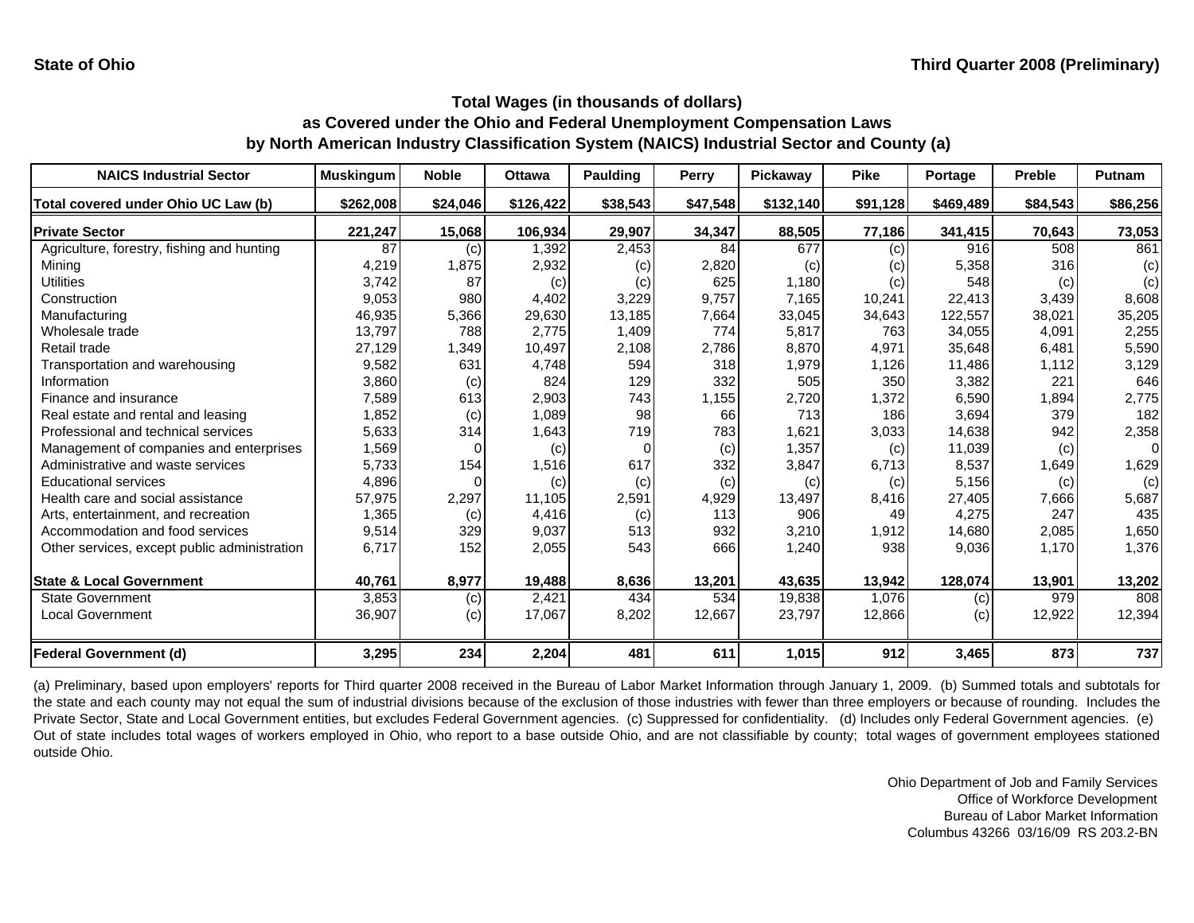State of Ohio

Third Quarter 2008 (Preliminary)

## Total Wages (in thousands of dollars) as Covered under the Ohio and Federal Unemployment Compensation Laws by North American Industry Classification System (NAICS) Industrial Sector and County (a)

| NAICS Industrial Sector | Muskingum | Noble | Ottawa | Paulding | Perry | Pickaway | Pike | Portage | Preble | Putnam |
|---|---|---|---|---|---|---|---|---|---|---|
| Total covered under Ohio UC Law (b) | $262,008 | $24,046 | $126,422 | $38,543 | $47,548 | $132,140 | $91,128 | $469,489 | $84,543 | $86,256 |
| **Private Sector** | 221,247 | 15,068 | 106,934 | 29,907 | 34,347 | 88,505 | 77,186 | 341,415 | 70,643 | 73,053 |
| Agriculture, forestry, fishing and hunting | 87 | (c) | 1,392 | 2,453 | 84 | 677 | (c) | 916 | 508 | 861 |
| Mining | 4,219 | 1,875 | 2,932 | (c) | 2,820 | (c) | (c) | 5,358 | 316 | (c) |
| Utilities | 3,742 | 87 | (c) | (c) | 625 | 1,180 | (c) | 548 | (c) | (c) |
| Construction | 9,053 | 980 | 4,402 | 3,229 | 9,757 | 7,165 | 10,241 | 22,413 | 3,439 | 8,608 |
| Manufacturing | 46,935 | 5,366 | 29,630 | 13,185 | 7,664 | 33,045 | 34,643 | 122,557 | 38,021 | 35,205 |
| Wholesale trade | 13,797 | 788 | 2,775 | 1,409 | 774 | 5,817 | 763 | 34,055 | 4,091 | 2,255 |
| Retail trade | 27,129 | 1,349 | 10,497 | 2,108 | 2,786 | 8,870 | 4,971 | 35,648 | 6,481 | 5,590 |
| Transportation and warehousing | 9,582 | 631 | 4,748 | 594 | 318 | 1,979 | 1,126 | 11,486 | 1,112 | 3,129 |
| Information | 3,860 | (c) | 824 | 129 | 332 | 505 | 350 | 3,382 | 221 | 646 |
| Finance and insurance | 7,589 | 613 | 2,903 | 743 | 1,155 | 2,720 | 1,372 | 6,590 | 1,894 | 2,775 |
| Real estate and rental and leasing | 1,852 | (c) | 1,089 | 98 | 66 | 713 | 186 | 3,694 | 379 | 182 |
| Professional and technical services | 5,633 | 314 | 1,643 | 719 | 783 | 1,621 | 3,033 | 14,638 | 942 | 2,358 |
| Management of companies and enterprises | 1,569 | 0 | (c) | 0 | (c) | 1,357 | (c) | 11,039 | (c) | 0 |
| Administrative and waste services | 5,733 | 154 | 1,516 | 617 | 332 | 3,847 | 6,713 | 8,537 | 1,649 | 1,629 |
| Educational services | 4,896 | 0 | (c) | (c) | (c) | (c) | (c) | 5,156 | (c) | (c) |
| Health care and social assistance | 57,975 | 2,297 | 11,105 | 2,591 | 4,929 | 13,497 | 8,416 | 27,405 | 7,666 | 5,687 |
| Arts, entertainment, and recreation | 1,365 | (c) | 4,416 | (c) | 113 | 906 | 49 | 4,275 | 247 | 435 |
| Accommodation and food services | 9,514 | 329 | 9,037 | 513 | 932 | 3,210 | 1,912 | 14,680 | 2,085 | 1,650 |
| Other services, except public administration | 6,717 | 152 | 2,055 | 543 | 666 | 1,240 | 938 | 9,036 | 1,170 | 1,376 |
| **State & Local Government** | 40,761 | 8,977 | 19,488 | 8,636 | 13,201 | 43,635 | 13,942 | 128,074 | 13,901 | 13,202 |
| State Government | 3,853 | (c) | 2,421 | 434 | 534 | 19,838 | 1,076 | (c) | 979 | 808 |
| Local Government | 36,907 | (c) | 17,067 | 8,202 | 12,667 | 23,797 | 12,866 | (c) | 12,922 | 12,394 |
| **Federal Government (d)** | 3,295 | 234 | 2,204 | 481 | 611 | 1,015 | 912 | 3,465 | 873 | 737 |

(a) Preliminary, based upon employers' reports for Third quarter 2008 received in the Bureau of Labor Market Information through January 1, 2009. (b) Summed totals and subtotals for the state and each county may not equal the sum of industrial divisions because of the exclusion of those industries with fewer than three employers or because of rounding. Includes the Private Sector, State and Local Government entities, but excludes Federal Government agencies. (c) Suppressed for confidentiality. (d) Includes only Federal Government agencies. (e) Out of state includes total wages of workers employed in Ohio, who report to a base outside Ohio, and are not classifiable by county; total wages of government employees stationed outside Ohio.

Ohio Department of Job and Family Services
Office of Workforce Development
Bureau of Labor Market Information
Columbus 43266 03/16/09 RS 203.2-BN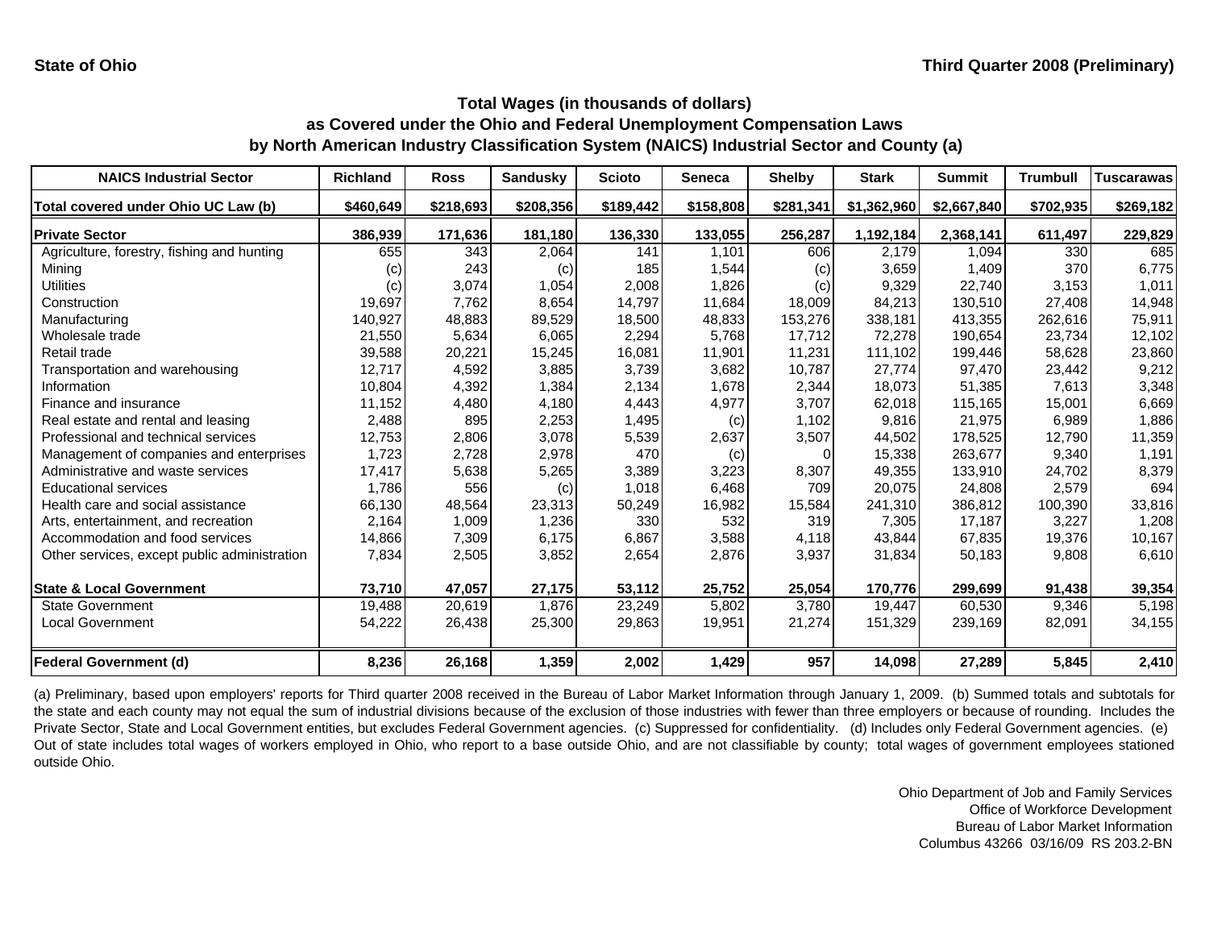State of Ohio

Third Quarter 2008 (Preliminary)

## Total Wages (in thousands of dollars) as Covered under the Ohio and Federal Unemployment Compensation Laws by North American Industry Classification System (NAICS) Industrial Sector and County (a)

| NAICS Industrial Sector | Richland | Ross | Sandusky | Scioto | Seneca | Shelby | Stark | Summit | Trumbull | Tuscarawas |
|---|---|---|---|---|---|---|---|---|---|---|
| Total covered under Ohio UC Law (b) | $460,649 | $218,693 | $208,356 | $189,442 | $158,808 | $281,341 | $1,362,960 | $2,667,840 | $702,935 | $269,182 |
| **Private Sector** | **386,939** | **171,636** | **181,180** | **136,330** | **133,055** | **256,287** | **1,192,184** | **2,368,141** | **611,497** | **229,829** |
| Agriculture, forestry, fishing and hunting | 655 | 343 | 2,064 | 141 | 1,101 | 606 | 2,179 | 1,094 | 330 | 685 |
| Mining | (c) | 243 | (c) | 185 | 1,544 | (c) | 3,659 | 1,409 | 370 | 6,775 |
| Utilities | (c) | 3,074 | 1,054 | 2,008 | 1,826 | (c) | 9,329 | 22,740 | 3,153 | 1,011 |
| Construction | 19,697 | 7,762 | 8,654 | 14,797 | 11,684 | 18,009 | 84,213 | 130,510 | 27,408 | 14,948 |
| Manufacturing | 140,927 | 48,883 | 89,529 | 18,500 | 48,833 | 153,276 | 338,181 | 413,355 | 262,616 | 75,911 |
| Wholesale trade | 21,550 | 5,634 | 6,065 | 2,294 | 5,768 | 17,712 | 72,278 | 190,654 | 23,734 | 12,102 |
| Retail trade | 39,588 | 20,221 | 15,245 | 16,081 | 11,901 | 11,231 | 111,102 | 199,446 | 58,628 | 23,860 |
| Transportation and warehousing | 12,717 | 4,592 | 3,885 | 3,739 | 3,682 | 10,787 | 27,774 | 97,470 | 23,442 | 9,212 |
| Information | 10,804 | 4,392 | 1,384 | 2,134 | 1,678 | 2,344 | 18,073 | 51,385 | 7,613 | 3,348 |
| Finance and insurance | 11,152 | 4,480 | 4,180 | 4,443 | 4,977 | 3,707 | 62,018 | 115,165 | 15,001 | 6,669 |
| Real estate and rental and leasing | 2,488 | 895 | 2,253 | 1,495 | (c) | 1,102 | 9,816 | 21,975 | 6,989 | 1,886 |
| Professional and technical services | 12,753 | 2,806 | 3,078 | 5,539 | 2,637 | 3,507 | 44,502 | 178,525 | 12,790 | 11,359 |
| Management of companies and enterprises | 1,723 | 2,728 | 2,978 | 470 | (c) | 0 | 15,338 | 263,677 | 9,340 | 1,191 |
| Administrative and waste services | 17,417 | 5,638 | 5,265 | 3,389 | 3,223 | 8,307 | 49,355 | 133,910 | 24,702 | 8,379 |
| Educational services | 1,786 | 556 | (c) | 1,018 | 6,468 | 709 | 20,075 | 24,808 | 2,579 | 694 |
| Health care and social assistance | 66,130 | 48,564 | 23,313 | 50,249 | 16,982 | 15,584 | 241,310 | 386,812 | 100,390 | 33,816 |
| Arts, entertainment, and recreation | 2,164 | 1,009 | 1,236 | 330 | 532 | 319 | 7,305 | 17,187 | 3,227 | 1,208 |
| Accommodation and food services | 14,866 | 7,309 | 6,175 | 6,867 | 3,588 | 4,118 | 43,844 | 67,835 | 19,376 | 10,167 |
| Other services, except public administration | 7,834 | 2,505 | 3,852 | 2,654 | 2,876 | 3,937 | 31,834 | 50,183 | 9,808 | 6,610 |
| **State & Local Government** | **73,710** | **47,057** | **27,175** | **53,112** | **25,752** | **25,054** | **170,776** | **299,699** | **91,438** | **39,354** |
| State Government | 19,488 | 20,619 | 1,876 | 23,249 | 5,802 | 3,780 | 19,447 | 60,530 | 9,346 | 5,198 |
| Local Government | 54,222 | 26,438 | 25,300 | 29,863 | 19,951 | 21,274 | 151,329 | 239,169 | 82,091 | 34,155 |
| **Federal Government (d)** | **8,236** | **26,168** | **1,359** | **2,002** | **1,429** | **957** | **14,098** | **27,289** | **5,845** | **2,410** |

(a) Preliminary, based upon employers' reports for Third quarter 2008 received in the Bureau of Labor Market Information through January 1, 2009. (b) Summed totals and subtotals for the state and each county may not equal the sum of industrial divisions because of the exclusion of those industries with fewer than three employers or because of rounding. Includes the Private Sector, State and Local Government entities, but excludes Federal Government agencies. (c) Suppressed for confidentiality. (d) Includes only Federal Government agencies. (e) Out of state includes total wages of workers employed in Ohio, who report to a base outside Ohio, and are not classifiable by county; total wages of government employees stationed outside Ohio.

Ohio Department of Job and Family Services
Office of Workforce Development
Bureau of Labor Market Information
Columbus 43266 03/16/09 RS 203.2-BN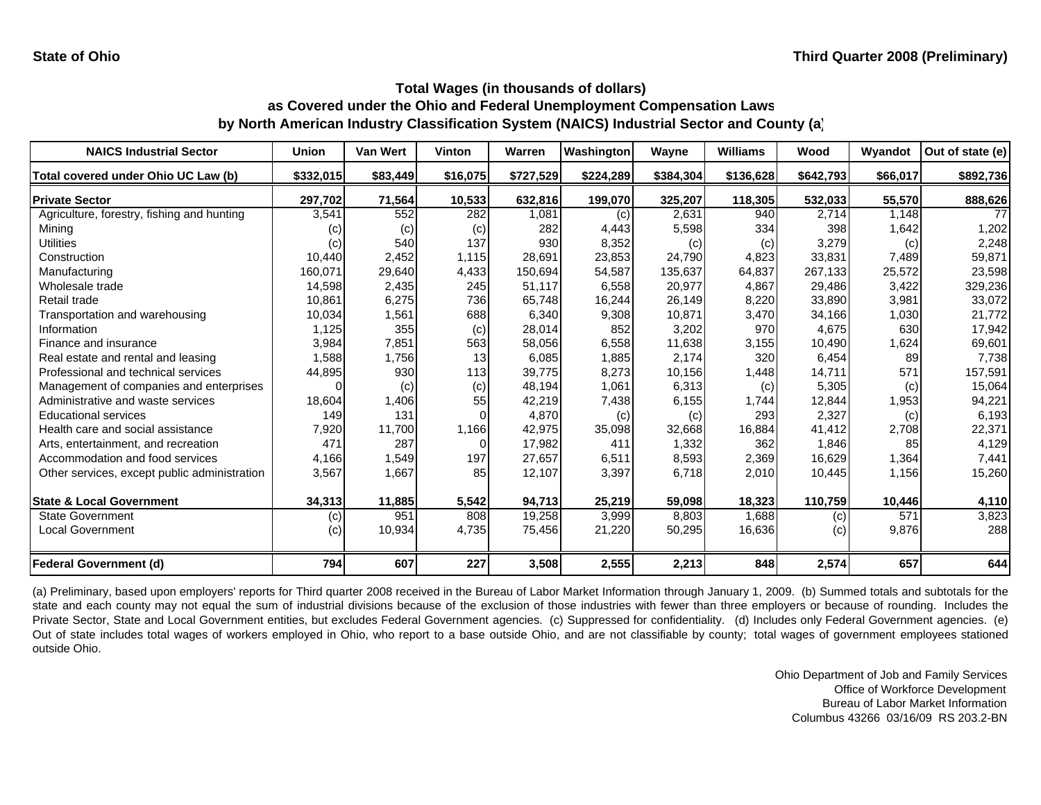**State of Ohio** **Third Quarter 2008 (Preliminary)**

## Total Wages (in thousands of dollars)
## as Covered under the Ohio and Federal Unemployment Compensation Laws
## by North American Industry Classification System (NAICS) Industrial Sector and County (a)

| NAICS Industrial Sector | Union | Van Wert | Vinton | Warren | Washington | Wayne | Williams | Wood | Wyandot | Out of state (e) |
|---|---|---|---|---|---|---|---|---|---|---|
| **Total covered under Ohio UC Law (b)** | **$332,015** | **$83,449** | **$16,075** | **$727,529** | **$224,289** | **$384,304** | **$136,628** | **$642,793** | **$66,017** | **$892,736** |
| **Private Sector** | **297,702** | **71,564** | **10,533** | **632,816** | **199,070** | **325,207** | **118,305** | **532,033** | **55,570** | **888,626** |
| Agriculture, forestry, fishing and hunting | 3,541 | 552 | 282 | 1,081 | (c) | 2,631 | 940 | 2,714 | 1,148 | 77 |
| Mining | (c) | (c) | (c) | 282 | 4,443 | 5,598 | 334 | 398 | 1,642 | 1,202 |
| Utilities | (c) | 540 | 137 | 930 | 8,352 | (c) | (c) | 3,279 | (c) | 2,248 |
| Construction | 10,440 | 2,452 | 1,115 | 28,691 | 23,853 | 24,790 | 4,823 | 33,831 | 7,489 | 59,871 |
| Manufacturing | 160,071 | 29,640 | 4,433 | 150,694 | 54,587 | 135,637 | 64,837 | 267,133 | 25,572 | 23,598 |
| Wholesale trade | 14,598 | 2,435 | 245 | 51,117 | 6,558 | 20,977 | 4,867 | 29,486 | 3,422 | 329,236 |
| Retail trade | 10,861 | 6,275 | 736 | 65,748 | 16,244 | 26,149 | 8,220 | 33,890 | 3,981 | 33,072 |
| Transportation and warehousing | 10,034 | 1,561 | 688 | 6,340 | 9,308 | 10,871 | 3,470 | 34,166 | 1,030 | 21,772 |
| Information | 1,125 | 355 | (c) | 28,014 | 852 | 3,202 | 970 | 4,675 | 630 | 17,942 |
| Finance and insurance | 3,984 | 7,851 | 563 | 58,056 | 6,558 | 11,638 | 3,155 | 10,490 | 1,624 | 69,601 |
| Real estate and rental and leasing | 1,588 | 1,756 | 13 | 6,085 | 1,885 | 2,174 | 320 | 6,454 | 89 | 7,738 |
| Professional and technical services | 44,895 | 930 | 113 | 39,775 | 8,273 | 10,156 | 1,448 | 14,711 | 571 | 157,591 |
| Management of companies and enterprises | 0 | (c) | (c) | 48,194 | 1,061 | 6,313 | (c) | 5,305 | (c) | 15,064 |
| Administrative and waste services | 18,604 | 1,406 | 55 | 42,219 | 7,438 | 6,155 | 1,744 | 12,844 | 1,953 | 94,221 |
| Educational services | 149 | 131 | 0 | 4,870 | (c) | (c) | 293 | 2,327 | (c) | 6,193 |
| Health care and social assistance | 7,920 | 11,700 | 1,166 | 42,975 | 35,098 | 32,668 | 16,884 | 41,412 | 2,708 | 22,371 |
| Arts, entertainment, and recreation | 471 | 287 | 0 | 17,982 | 411 | 1,332 | 362 | 1,846 | 85 | 4,129 |
| Accommodation and food services | 4,166 | 1,549 | 197 | 27,657 | 6,511 | 8,593 | 2,369 | 16,629 | 1,364 | 7,441 |
| Other services, except public administration | 3,567 | 1,667 | 85 | 12,107 | 3,397 | 6,718 | 2,010 | 10,445 | 1,156 | 15,260 |
| **State & Local Government** | **34,313** | **11,885** | **5,542** | **94,713** | **25,219** | **59,098** | **18,323** | **110,759** | **10,446** | **4,110** |
| State Government | (c) | 951 | 808 | 19,258 | 3,999 | 8,803 | 1,688 | (c) | 571 | 3,823 |
| Local Government | (c) | 10,934 | 4,735 | 75,456 | 21,220 | 50,295 | 16,636 | (c) | 9,876 | 288 |
| **Federal Government (d)** | **794** | **607** | **227** | **3,508** | **2,555** | **2,213** | **848** | **2,574** | **657** | **644** |

(a) Preliminary, based upon employers' reports for Third quarter 2008 received in the Bureau of Labor Market Information through January 1, 2009. (b) Summed totals and subtotals for the state and each county may not equal the sum of industrial divisions because of the exclusion of those industries with fewer than three employers or because of rounding. Includes the Private Sector, State and Local Government entities, but excludes Federal Government agencies. (c) Suppressed for confidentiality. (d) Includes only Federal Government agencies. (e) Out of state includes total wages of workers employed in Ohio, who report to a base outside Ohio, and are not classifiable by county; total wages of government employees stationed outside Ohio.

Ohio Department of Job and Family Services
Office of Workforce Development
Bureau of Labor Market Information
Columbus 43266 03/16/09 RS 203.2-BN